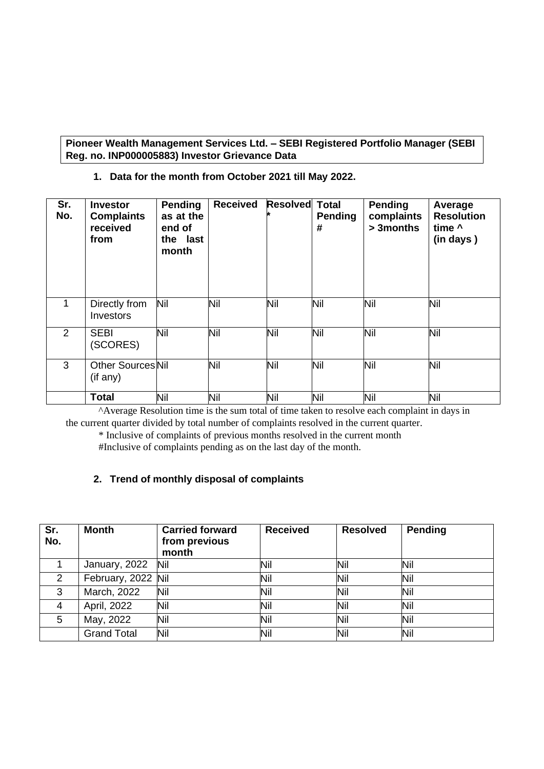**Pioneer Wealth Management Services Ltd. – SEBI Registered Portfolio Manager (SEBI Reg. no. INP000005883) Investor Grievance Data**

## 1. Data for the month from October 2021 till May 2022.

| Sr. No. | Investor Complaints received from | Pending as at the end of the last month | Received | Resolved * | Total Pending # | Pending complaints > 3months | Average Resolution time ^ (in days ) |
|---|---|---|---|---|---|---|---|
| 1 | Directly from Investors | Nil | Nil | Nil | Nil | Nil | Nil |
| 2 | SEBI (SCORES) | Nil | Nil | Nil | Nil | Nil | Nil |
| 3 | Other Sources (if any) | Nil | Nil | Nil | Nil | Nil | Nil |
| | **Total** | Nil | Nil | Nil | Nil | Nil | Nil |

^Average Resolution time is the sum total of time taken to resolve each complaint in days in the current quarter divided by total number of complaints resolved in the current quarter.

* Inclusive of complaints of previous months resolved in the current month

#Inclusive of complaints pending as on the last day of the month.

## 2. Trend of monthly disposal of complaints

| Sr. No. | Month | Carried forward from previous month | Received | Resolved | Pending |
|---|---|---|---|---|---|
| 1 | January, 2022 | Nil | Nil | Nil | Nil |
| 2 | February, 2022 | Nil | Nil | Nil | Nil |
| 3 | March, 2022 | Nil | Nil | Nil | Nil |
| 4 | April, 2022 | Nil | Nil | Nil | Nil |
| 5 | May, 2022 | Nil | Nil | Nil | Nil |
| | Grand Total | Nil | Nil | Nil | Nil |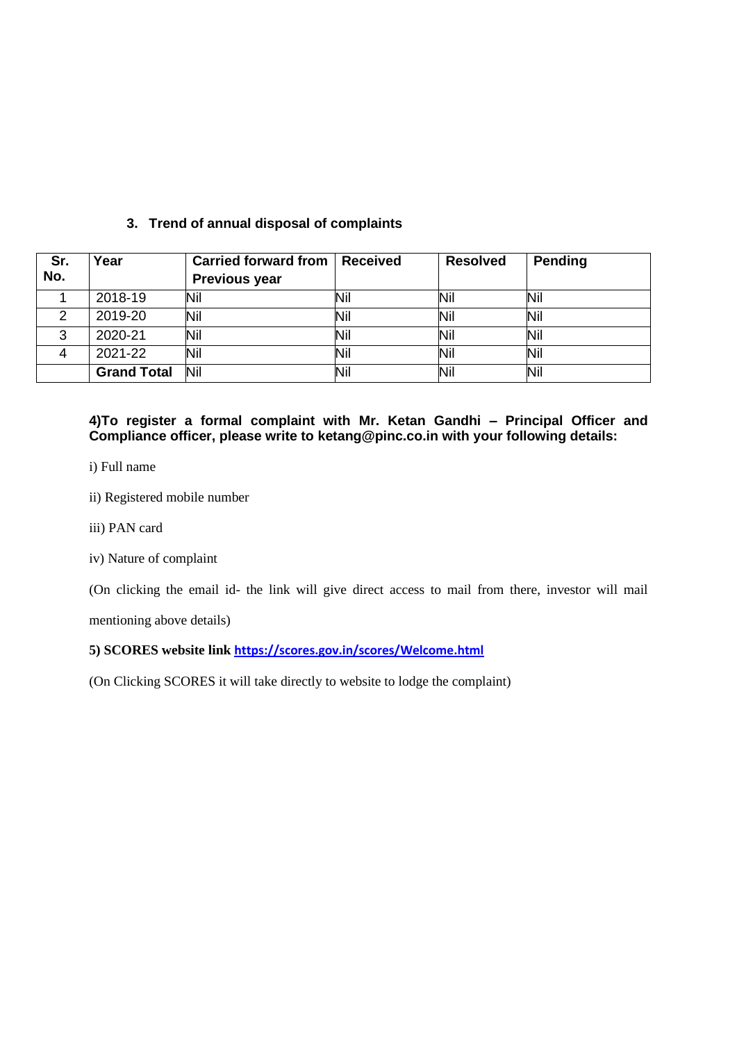### 3. Trend of annual disposal of complaints

| Sr. No. | Year | Carried forward from Previous year | Received | Resolved | Pending |
|---|---|---|---|---|---|
| 1 | 2018-19 | Nil | Nil | Nil | Nil |
| 2 | 2019-20 | Nil | Nil | Nil | Nil |
| 3 | 2020-21 | Nil | Nil | Nil | Nil |
| 4 | 2021-22 | Nil | Nil | Nil | Nil |
| | **Grand Total** | Nil | Nil | Nil | Nil |

**4)To register a formal complaint with Mr. Ketan Gandhi – Principal Officer and Compliance officer, please write to ketang@pinc.co.in with your following details:**

i) Full name

ii) Registered mobile number

iii) PAN card

iv) Nature of complaint

(On clicking the email id- the link will give direct access to mail from there, investor will mail mentioning above details)

**5) SCORES website link** https://scores.gov.in/scores/Welcome.html

(On Clicking SCORES it will take directly to website to lodge the complaint)